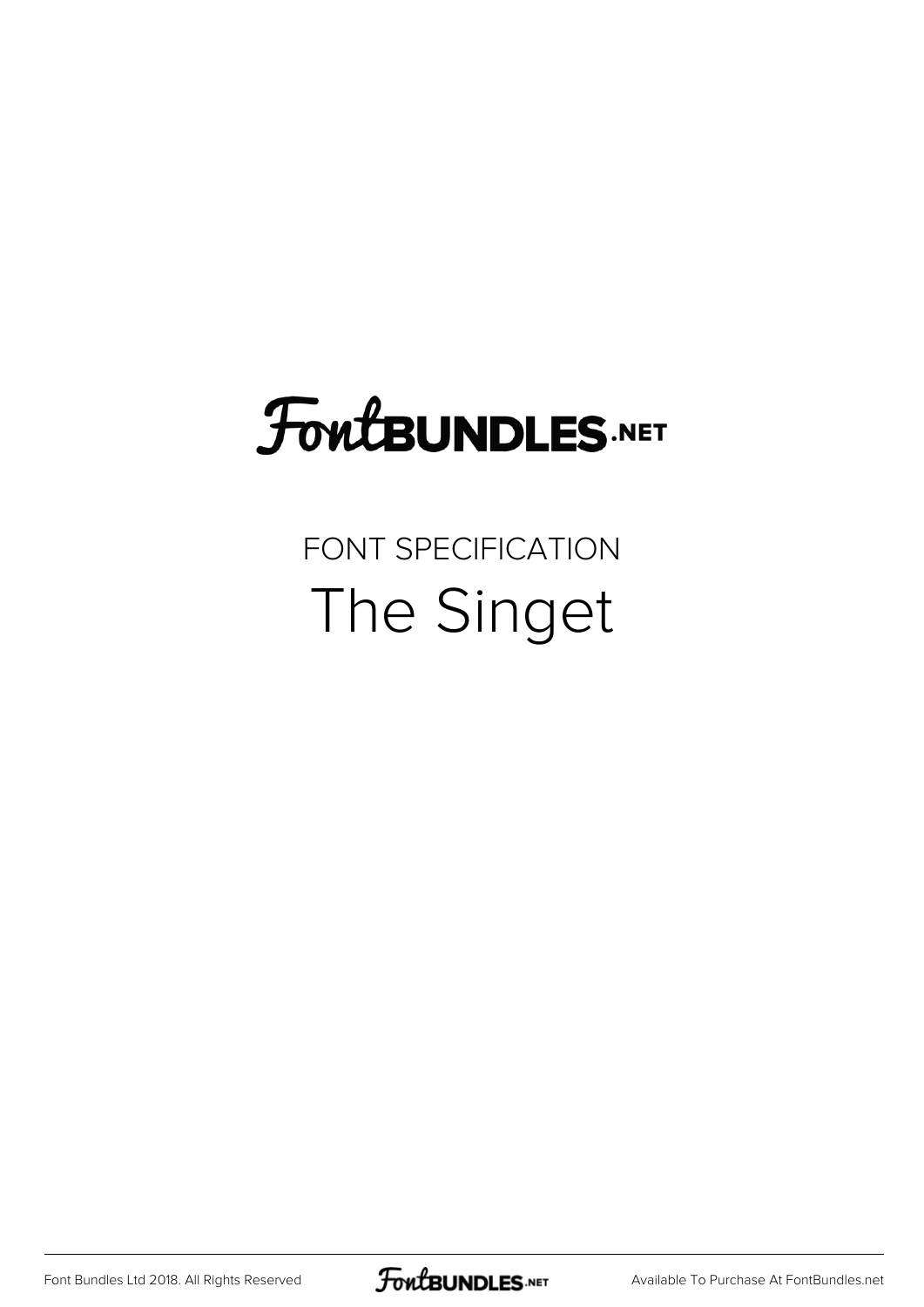FontBUNDLES.NET

FONT SPECIFICATION

# The Singet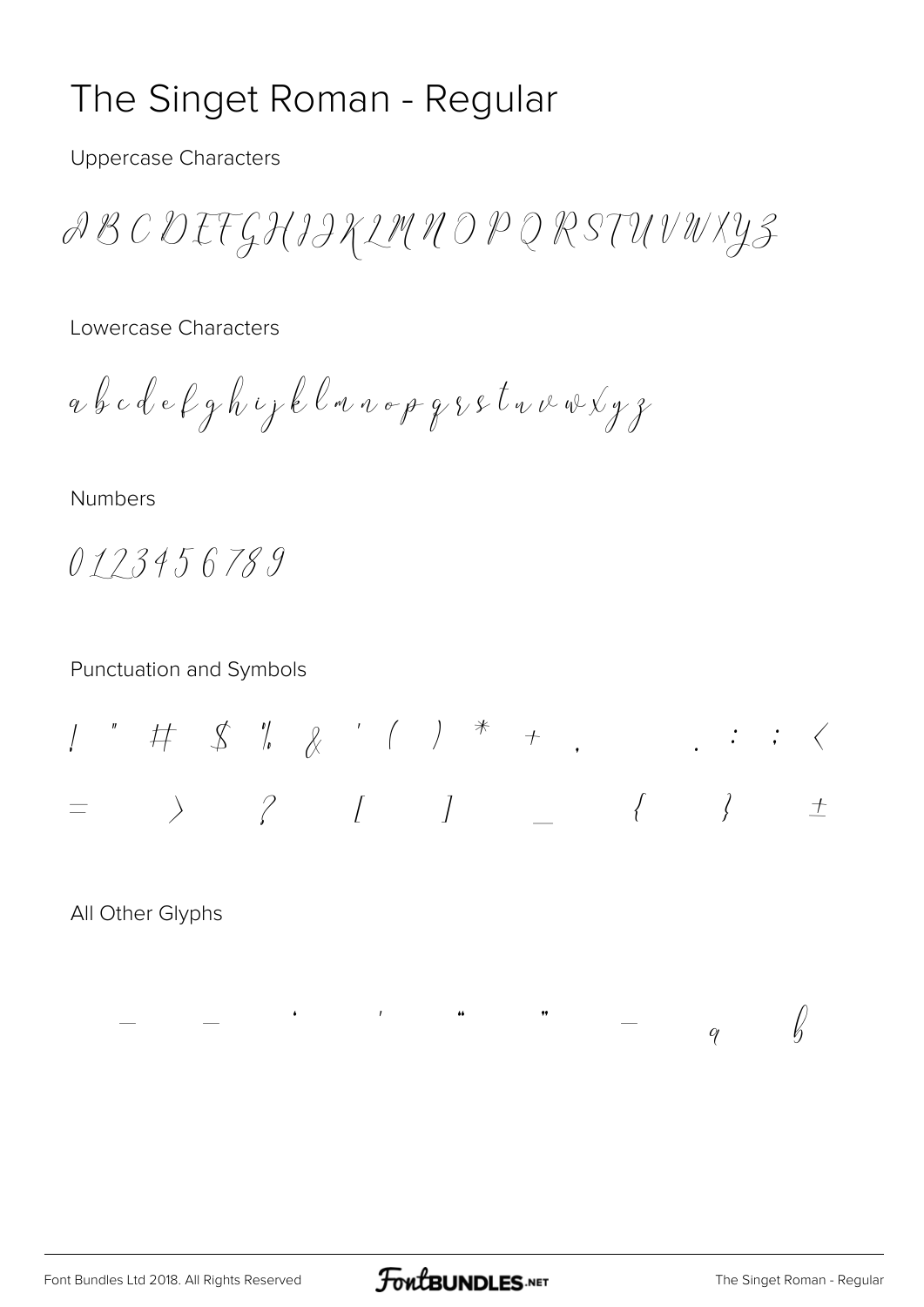# The Singet Roman - Regular

Uppercase Characters

A B C D E F G H I J K L M N O P Q R S T U V W X Y Z

Lowercase Characters

a b c d e f g h i j k l m n o p q r s t u v w x y z

Numbers

0 1 2 3 4 5 6 7 8 9

Punctuation and Symbols

! " # $ % & ' ( ) * + , . : ; <

= > ? [ ] _ { } ±

All Other Glyphs

– — · ' " " — q b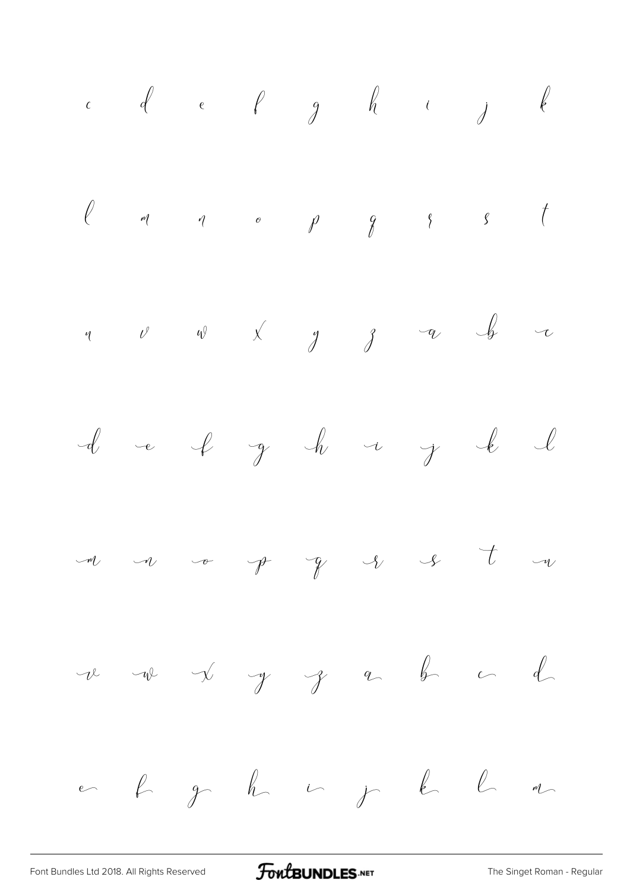c d e f g h i j k

l m n o p q r s t

u v w x y z a b c

d e f g h i j k l

m n o p q r s t u

v w x y z a b c d

e f g h i j k l m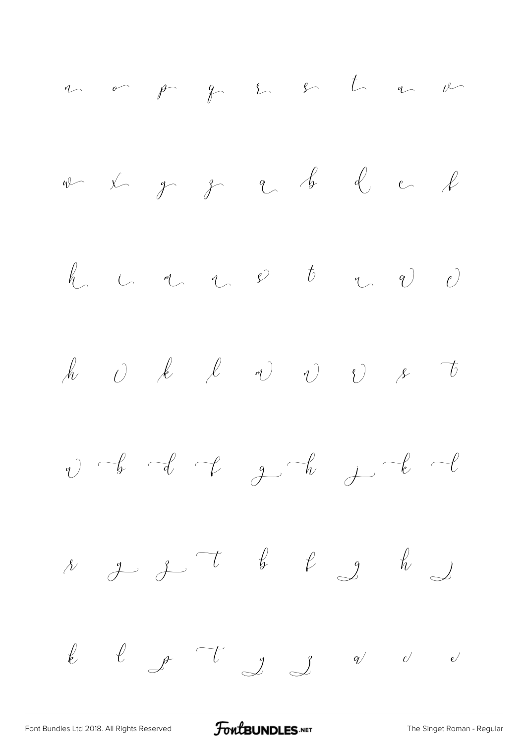n o p q r s t u v

w x y z a b d e f

h i m n o t u a c

h i k l m n o s t

n b d f g h j k l

r y z t b f g h j

k l p t y z a c e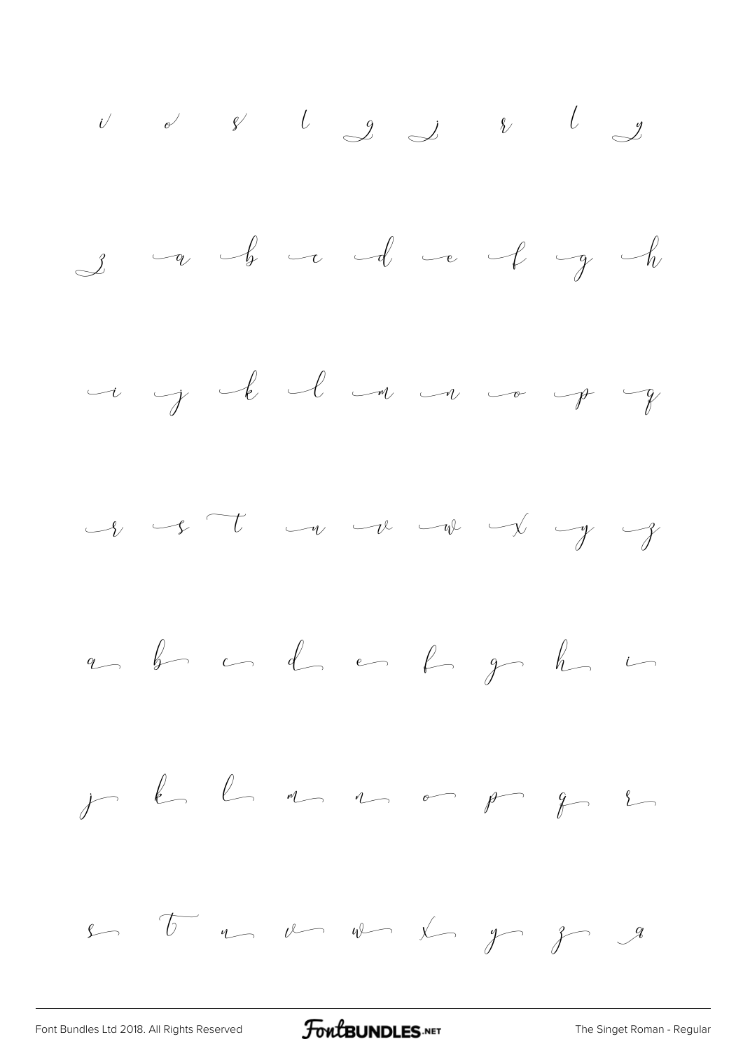i o s l g j r l y

z a b c d e f g h

i j k l m n o p q

r s t u v w x y z

a b c d e f g h i

j k l m n o p q r

s t u v w x y z a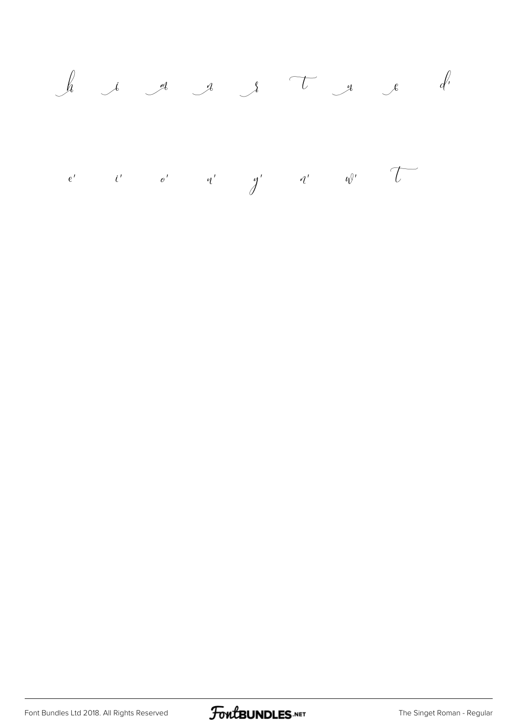h i m n s t u e d'

e' i' o' u' y' n' w' t